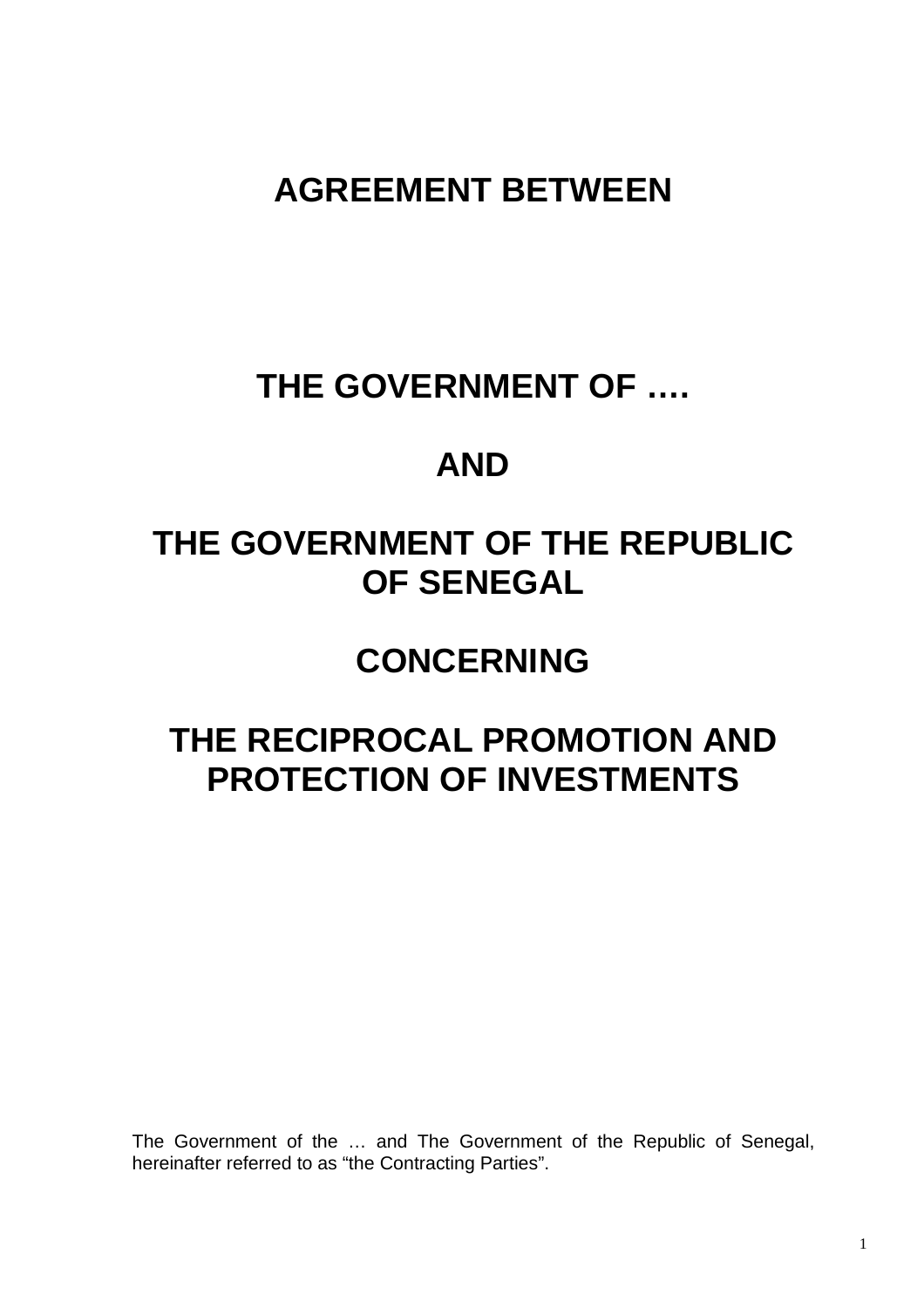# AGREEMENT BETWEEN

# THE GOVERNMENT OF ….

# AND

# THE GOVERNMENT OF THE REPUBLIC OF SENEGAL

# CONCERNING

# THE RECIPROCAL PROMOTION AND PROTECTION OF INVESTMENTS

The Government of the … and The Government of the Republic of Senegal, hereinafter referred to as “the Contracting Parties”.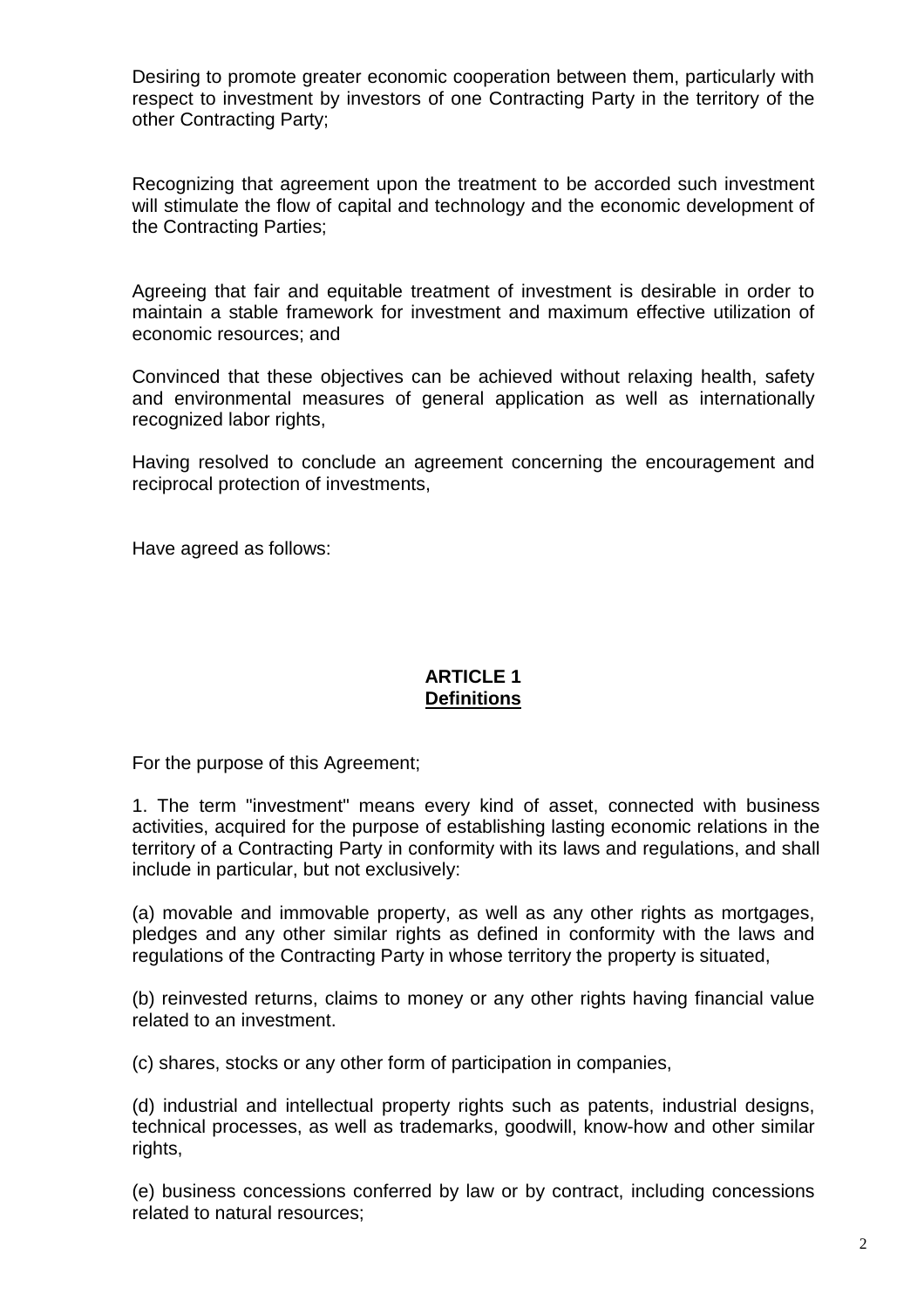Desiring to promote greater economic cooperation between them, particularly with respect to investment by investors of one Contracting Party in the territory of the other Contracting Party;

Recognizing that agreement upon the treatment to be accorded such investment will stimulate the flow of capital and technology and the economic development of the Contracting Parties;

Agreeing that fair and equitable treatment of investment is desirable in order to maintain a stable framework for investment and maximum effective utilization of economic resources; and

Convinced that these objectives can be achieved without relaxing health, safety and environmental measures of general application as well as internationally recognized labor rights,

Having resolved to conclude an agreement concerning the encouragement and reciprocal protection of investments,

Have agreed as follows:

## ARTICLE 1
## Definitions

For the purpose of this Agreement;

1. The term "investment" means every kind of asset, connected with business activities, acquired for the purpose of establishing lasting economic relations in the territory of a Contracting Party in conformity with its laws and regulations, and shall include in particular, but not exclusively:

(a) movable and immovable property, as well as any other rights as mortgages, pledges and any other similar rights as defined in conformity with the laws and regulations of the Contracting Party in whose territory the property is situated,

(b) reinvested returns, claims to money or any other rights having financial value related to an investment.

(c) shares, stocks or any other form of participation in companies,

(d) industrial and intellectual property rights such as patents, industrial designs, technical processes, as well as trademarks, goodwill, know-how and other similar rights,

(e) business concessions conferred by law or by contract, including concessions related to natural resources;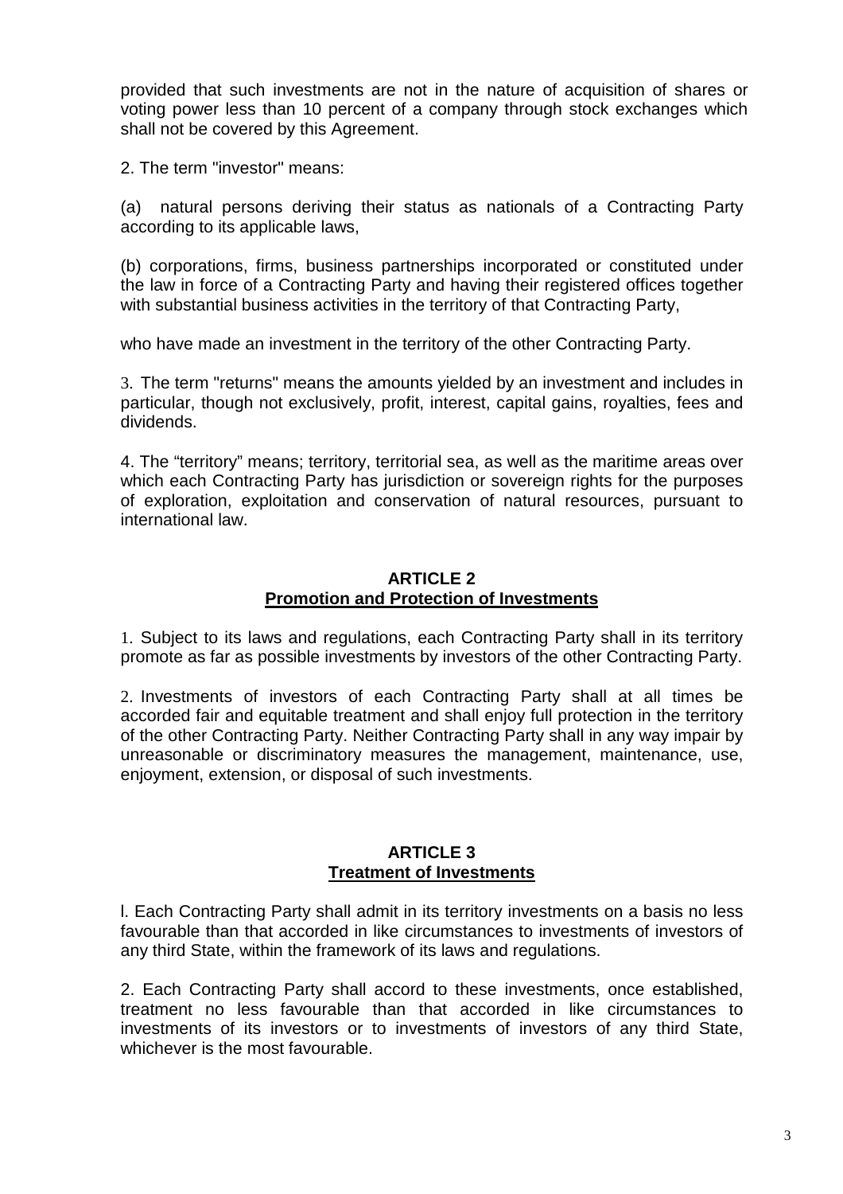provided that such investments are not in the nature of acquisition of shares or voting power less than 10 percent of a company through stock exchanges which shall not be covered by this Agreement.

2. The term "investor" means:

(a) natural persons deriving their status as nationals of a Contracting Party according to its applicable laws,

(b) corporations, firms, business partnerships incorporated or constituted under the law in force of a Contracting Party and having their registered offices together with substantial business activities in the territory of that Contracting Party,

who have made an investment in the territory of the other Contracting Party.

3. The term "returns" means the amounts yielded by an investment and includes in particular, though not exclusively, profit, interest, capital gains, royalties, fees and dividends.

4. The "territory" means; territory, territorial sea, as well as the maritime areas over which each Contracting Party has jurisdiction or sovereign rights for the purposes of exploration, exploitation and conservation of natural resources, pursuant to international law.

## ARTICLE 2
## Promotion and Protection of Investments

1. Subject to its laws and regulations, each Contracting Party shall in its territory promote as far as possible investments by investors of the other Contracting Party.

2. Investments of investors of each Contracting Party shall at all times be accorded fair and equitable treatment and shall enjoy full protection in the territory of the other Contracting Party. Neither Contracting Party shall in any way impair by unreasonable or discriminatory measures the management, maintenance, use, enjoyment, extension, or disposal of such investments.

## ARTICLE 3
## Treatment of Investments

l. Each Contracting Party shall admit in its territory investments on a basis no less favourable than that accorded in like circumstances to investments of investors of any third State, within the framework of its laws and regulations.

2. Each Contracting Party shall accord to these investments, once established, treatment no less favourable than that accorded in like circumstances to investments of its investors or to investments of investors of any third State, whichever is the most favourable.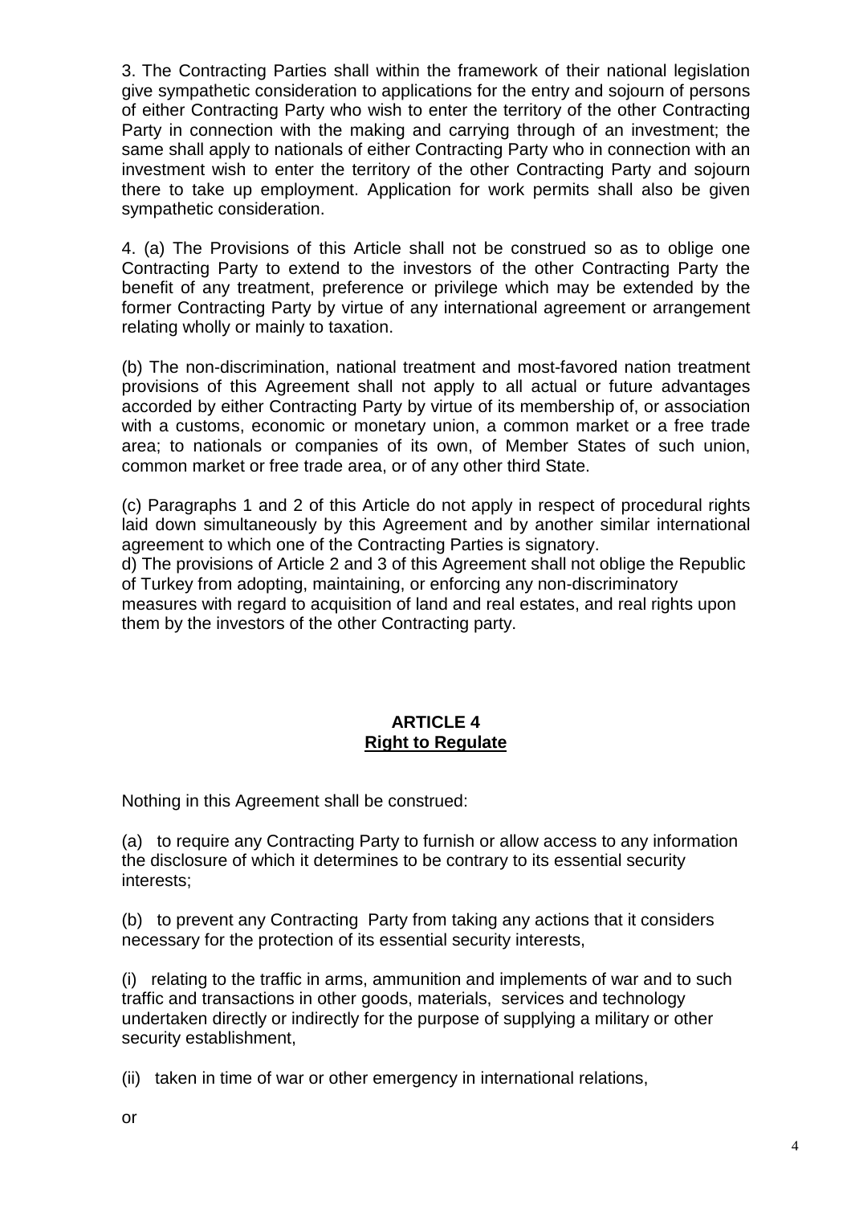3. The Contracting Parties shall within the framework of their national legislation give sympathetic consideration to applications for the entry and sojourn of persons of either Contracting Party who wish to enter the territory of the other Contracting Party in connection with the making and carrying through of an investment; the same shall apply to nationals of either Contracting Party who in connection with an investment wish to enter the territory of the other Contracting Party and sojourn there to take up employment. Application for work permits shall also be given sympathetic consideration.

4. (a) The Provisions of this Article shall not be construed so as to oblige one Contracting Party to extend to the investors of the other Contracting Party the benefit of any treatment, preference or privilege which may be extended by the former Contracting Party by virtue of any international agreement or arrangement relating wholly or mainly to taxation.

(b) The non-discrimination, national treatment and most-favored nation treatment provisions of this Agreement shall not apply to all actual or future advantages accorded by either Contracting Party by virtue of its membership of, or association with a customs, economic or monetary union, a common market or a free trade area; to nationals or companies of its own, of Member States of such union, common market or free trade area, or of any other third State.

(c) Paragraphs 1 and 2 of this Article do not apply in respect of procedural rights laid down simultaneously by this Agreement and by another similar international agreement to which one of the Contracting Parties is signatory.
d) The provisions of Article 2 and 3 of this Agreement shall not oblige the Republic of Turkey from adopting, maintaining, or enforcing any non-discriminatory measures with regard to acquisition of land and real estates, and real rights upon them by the investors of the other Contracting party.

## ARTICLE 4
## Right to Regulate

Nothing in this Agreement shall be construed:

(a) to require any Contracting Party to furnish or allow access to any information the disclosure of which it determines to be contrary to its essential security interests;

(b) to prevent any Contracting Party from taking any actions that it considers necessary for the protection of its essential security interests,

(i) relating to the traffic in arms, ammunition and implements of war and to such traffic and transactions in other goods, materials, services and technology undertaken directly or indirectly for the purpose of supplying a military or other security establishment,

(ii) taken in time of war or other emergency in international relations,

or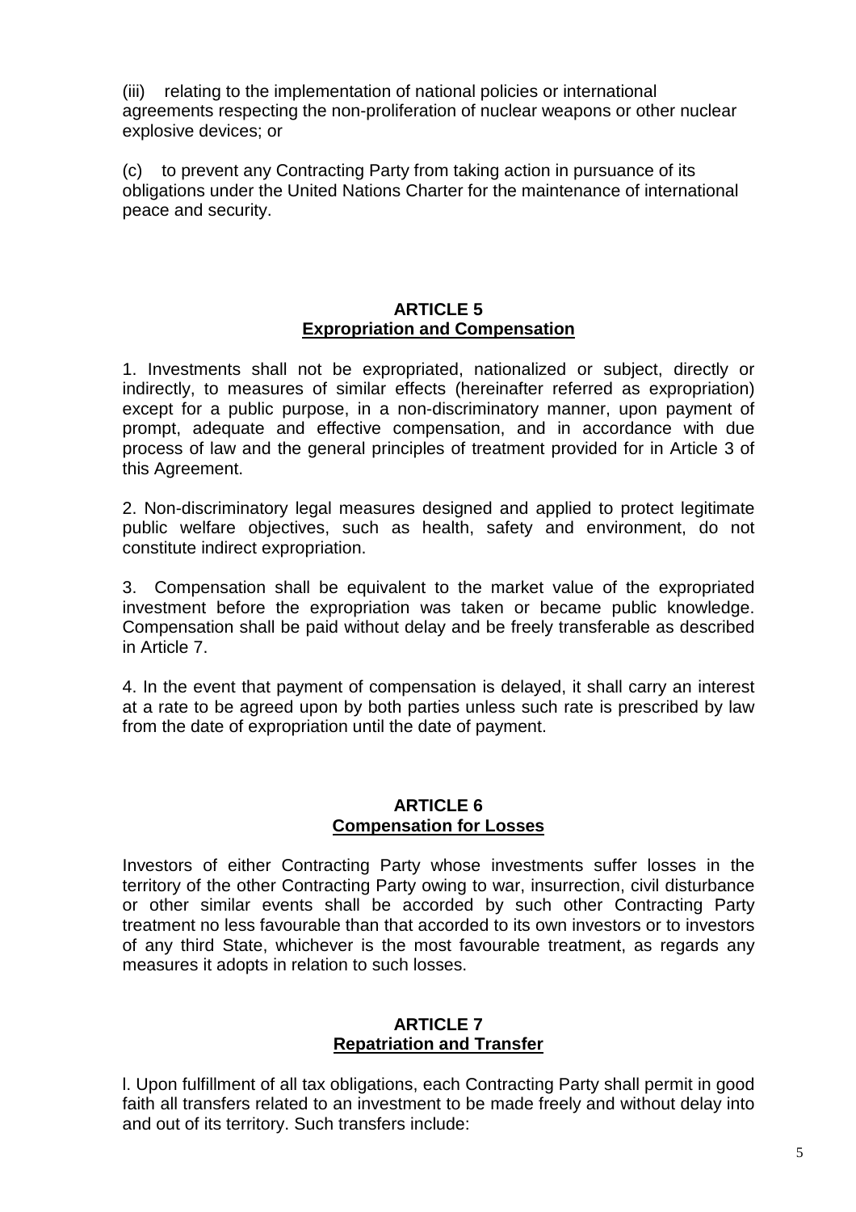(iii) relating to the implementation of national policies or international agreements respecting the non-proliferation of nuclear weapons or other nuclear explosive devices; or

(c) to prevent any Contracting Party from taking action in pursuance of its obligations under the United Nations Charter for the maintenance of international peace and security.

## ARTICLE 5
## Expropriation and Compensation

1. Investments shall not be expropriated, nationalized or subject, directly or indirectly, to measures of similar effects (hereinafter referred as expropriation) except for a public purpose, in a non-discriminatory manner, upon payment of prompt, adequate and effective compensation, and in accordance with due process of law and the general principles of treatment provided for in Article 3 of this Agreement.

2. Non-discriminatory legal measures designed and applied to protect legitimate public welfare objectives, such as health, safety and environment, do not constitute indirect expropriation.

3. Compensation shall be equivalent to the market value of the expropriated investment before the expropriation was taken or became public knowledge. Compensation shall be paid without delay and be freely transferable as described in Article 7.

4. In the event that payment of compensation is delayed, it shall carry an interest at a rate to be agreed upon by both parties unless such rate is prescribed by law from the date of expropriation until the date of payment.

## ARTICLE 6
## Compensation for Losses

Investors of either Contracting Party whose investments suffer losses in the territory of the other Contracting Party owing to war, insurrection, civil disturbance or other similar events shall be accorded by such other Contracting Party treatment no less favourable than that accorded to its own investors or to investors of any third State, whichever is the most favourable treatment, as regards any measures it adopts in relation to such losses.

## ARTICLE 7
## Repatriation and Transfer

l. Upon fulfillment of all tax obligations, each Contracting Party shall permit in good faith all transfers related to an investment to be made freely and without delay into and out of its territory. Such transfers include: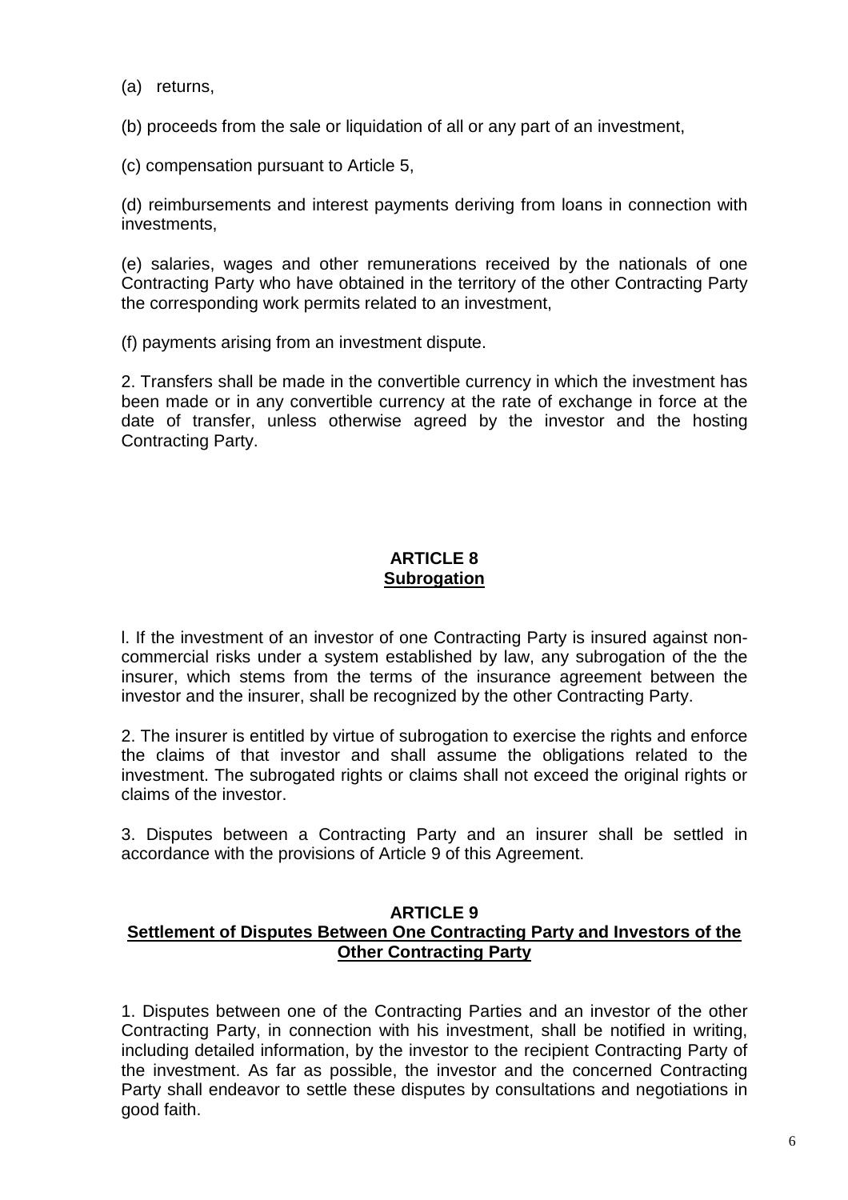(a) returns,

(b) proceeds from the sale or liquidation of all or any part of an investment,

(c) compensation pursuant to Article 5,

(d) reimbursements and interest payments deriving from loans in connection with investments,

(e) salaries, wages and other remunerations received by the nationals of one Contracting Party who have obtained in the territory of the other Contracting Party the corresponding work permits related to an investment,

(f) payments arising from an investment dispute.

2. Transfers shall be made in the convertible currency in which the investment has been made or in any convertible currency at the rate of exchange in force at the date of transfer, unless otherwise agreed by the investor and the hosting Contracting Party.

## ARTICLE 8
## Subrogation

l. If the investment of an investor of one Contracting Party is insured against non-commercial risks under a system established by law, any subrogation of the the insurer, which stems from the terms of the insurance agreement between the investor and the insurer, shall be recognized by the other Contracting Party.

2. The insurer is entitled by virtue of subrogation to exercise the rights and enforce the claims of that investor and shall assume the obligations related to the investment. The subrogated rights or claims shall not exceed the original rights or claims of the investor.

3. Disputes between a Contracting Party and an insurer shall be settled in accordance with the provisions of Article 9 of this Agreement.

## ARTICLE 9
## Settlement of Disputes Between One Contracting Party and Investors of the Other Contracting Party

1. Disputes between one of the Contracting Parties and an investor of the other Contracting Party, in connection with his investment, shall be notified in writing, including detailed information, by the investor to the recipient Contracting Party of the investment. As far as possible, the investor and the concerned Contracting Party shall endeavor to settle these disputes by consultations and negotiations in good faith.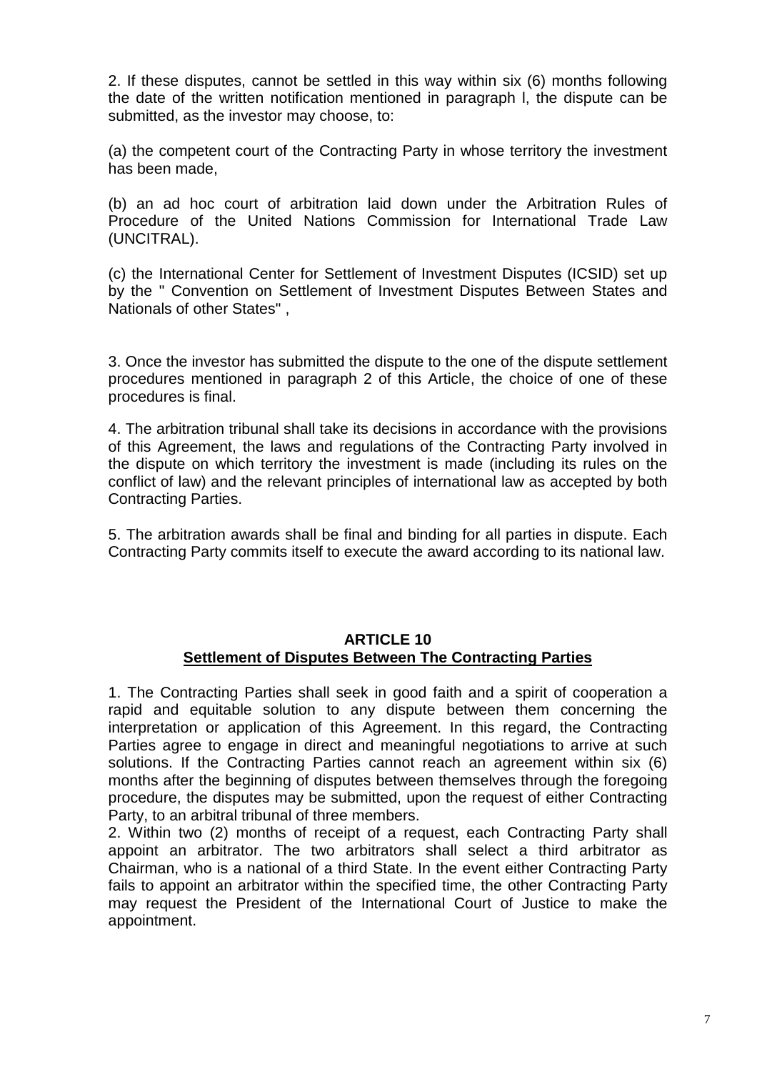2. If these disputes, cannot be settled in this way within six (6) months following the date of the written notification mentioned in paragraph l, the dispute can be submitted, as the investor may choose, to:

(a) the competent court of the Contracting Party in whose territory the investment has been made,

(b) an ad hoc court of arbitration laid down under the Arbitration Rules of Procedure of the United Nations Commission for International Trade Law (UNCITRAL).

(c) the International Center for Settlement of Investment Disputes (ICSID) set up by the " Convention on Settlement of Investment Disputes Between States and Nationals of other States" ,

3. Once the investor has submitted the dispute to the one of the dispute settlement procedures mentioned in paragraph 2 of this Article, the choice of one of these procedures is final.

4. The arbitration tribunal shall take its decisions in accordance with the provisions of this Agreement, the laws and regulations of the Contracting Party involved in the dispute on which territory the investment is made (including its rules on the conflict of law) and the relevant principles of international law as accepted by both Contracting Parties.

5. The arbitration awards shall be final and binding for all parties in dispute. Each Contracting Party commits itself to execute the award according to its national law.

## ARTICLE 10
## Settlement of Disputes Between The Contracting Parties

1. The Contracting Parties shall seek in good faith and a spirit of cooperation a rapid and equitable solution to any dispute between them concerning the interpretation or application of this Agreement. In this regard, the Contracting Parties agree to engage in direct and meaningful negotiations to arrive at such solutions. If the Contracting Parties cannot reach an agreement within six (6) months after the beginning of disputes between themselves through the foregoing procedure, the disputes may be submitted, upon the request of either Contracting Party, to an arbitral tribunal of three members.
2. Within two (2) months of receipt of a request, each Contracting Party shall appoint an arbitrator. The two arbitrators shall select a third arbitrator as Chairman, who is a national of a third State. In the event either Contracting Party fails to appoint an arbitrator within the specified time, the other Contracting Party may request the President of the International Court of Justice to make the appointment.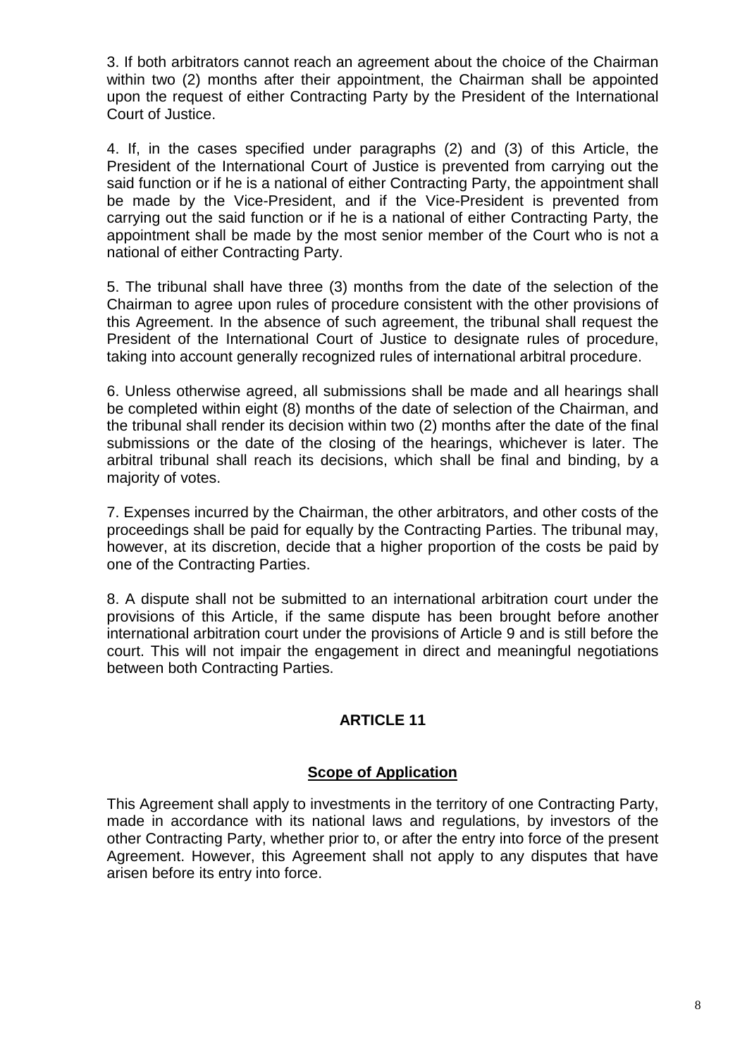3. If both arbitrators cannot reach an agreement about the choice of the Chairman within two (2) months after their appointment, the Chairman shall be appointed upon the request of either Contracting Party by the President of the International Court of Justice.

4. If, in the cases specified under paragraphs (2) and (3) of this Article, the President of the International Court of Justice is prevented from carrying out the said function or if he is a national of either Contracting Party, the appointment shall be made by the Vice-President, and if the Vice-President is prevented from carrying out the said function or if he is a national of either Contracting Party, the appointment shall be made by the most senior member of the Court who is not a national of either Contracting Party.

5. The tribunal shall have three (3) months from the date of the selection of the Chairman to agree upon rules of procedure consistent with the other provisions of this Agreement. In the absence of such agreement, the tribunal shall request the President of the International Court of Justice to designate rules of procedure, taking into account generally recognized rules of international arbitral procedure.

6. Unless otherwise agreed, all submissions shall be made and all hearings shall be completed within eight (8) months of the date of selection of the Chairman, and the tribunal shall render its decision within two (2) months after the date of the final submissions or the date of the closing of the hearings, whichever is later. The arbitral tribunal shall reach its decisions, which shall be final and binding, by a majority of votes.

7. Expenses incurred by the Chairman, the other arbitrators, and other costs of the proceedings shall be paid for equally by the Contracting Parties. The tribunal may, however, at its discretion, decide that a higher proportion of the costs be paid by one of the Contracting Parties.

8. A dispute shall not be submitted to an international arbitration court under the provisions of this Article, if the same dispute has been brought before another international arbitration court under the provisions of Article 9 and is still before the court. This will not impair the engagement in direct and meaningful negotiations between both Contracting Parties.

## ARTICLE 11

### Scope of Application

This Agreement shall apply to investments in the territory of one Contracting Party, made in accordance with its national laws and regulations, by investors of the other Contracting Party, whether prior to, or after the entry into force of the present Agreement. However, this Agreement shall not apply to any disputes that have arisen before its entry into force.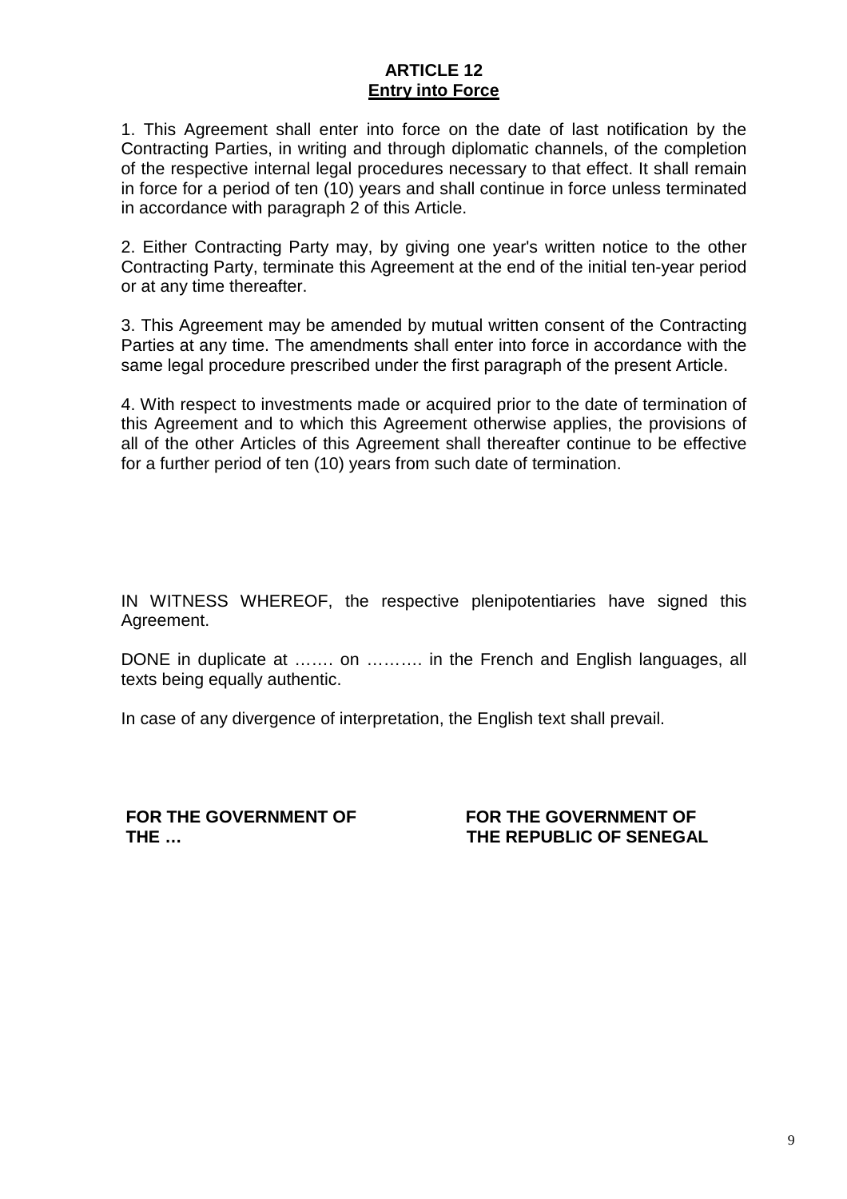**ARTICLE 12**
**Entry into Force**

1. This Agreement shall enter into force on the date of last notification by the Contracting Parties, in writing and through diplomatic channels, of the completion of the respective internal legal procedures necessary to that effect. It shall remain in force for a period of ten (10) years and shall continue in force unless terminated in accordance with paragraph 2 of this Article.

2. Either Contracting Party may, by giving one year's written notice to the other Contracting Party, terminate this Agreement at the end of the initial ten-year period or at any time thereafter.

3. This Agreement may be amended by mutual written consent of the Contracting Parties at any time. The amendments shall enter into force in accordance with the same legal procedure prescribed under the first paragraph of the present Article.

4. With respect to investments made or acquired prior to the date of termination of this Agreement and to which this Agreement otherwise applies, the provisions of all of the other Articles of this Agreement shall thereafter continue to be effective for a further period of ten (10) years from such date of termination.

IN WITNESS WHEREOF, the respective plenipotentiaries have signed this Agreement.

DONE in duplicate at ……. on ………. in the French and English languages, all texts being equally authentic.

In case of any divergence of interpretation, the English text shall prevail.

**FOR THE GOVERNMENT OF THE …**

**FOR THE GOVERNMENT OF THE REPUBLIC OF SENEGAL**